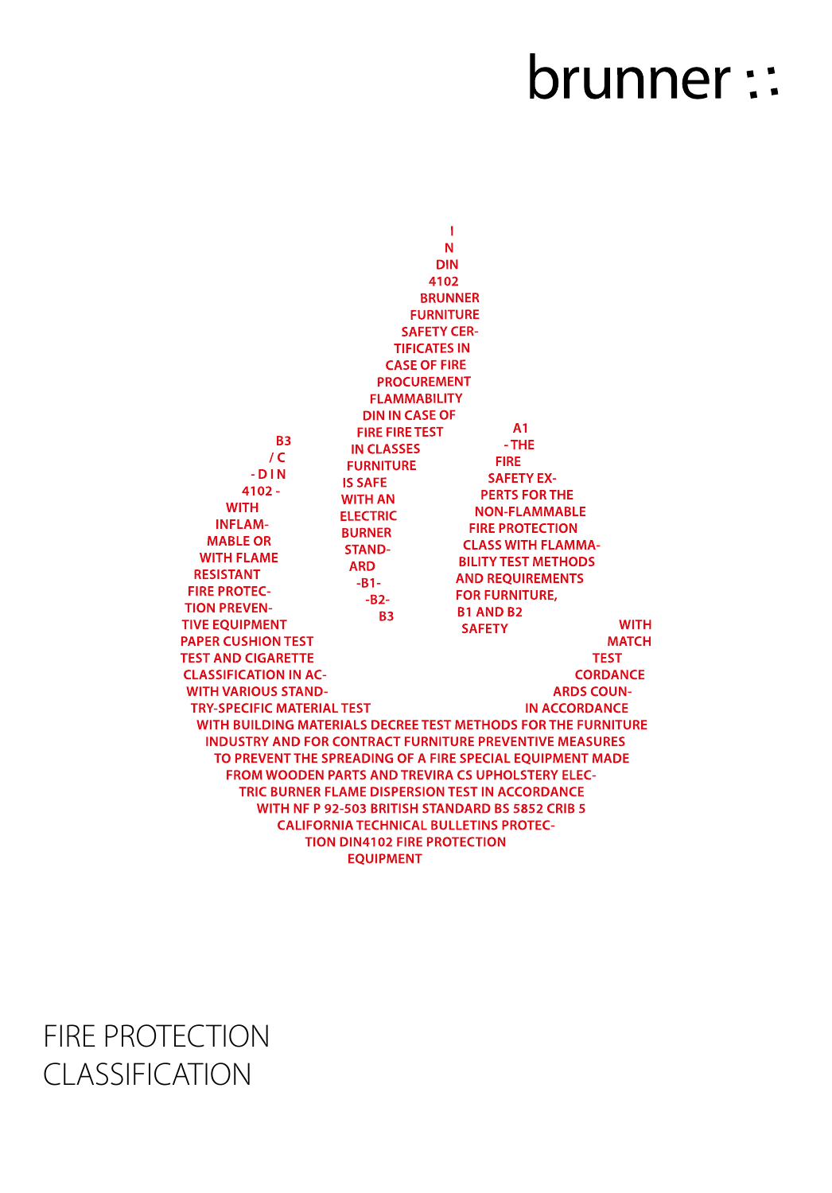brunner ::

I
N
DIN
4102
BRUNNER
FURNITURE
SAFETY CER-
TIFICATES IN
CASE OF FIRE
PROCUREMENT
FLAMMABILITY
DIN IN CASE OF
FIRE FIRE TEST
IN CLASSES
FURNITURE
IS SAFE
WITH AN
ELECTRIC
BURNER
STAND-
ARD
-B1-
-B2-
B3

B3
/ C
- D I N
4102 -
WITH
INFLAM-
MABLE OR
WITH FLAME
RESISTANT
FIRE PROTEC-
TION PREVEN-
TIVE EQUIPMENT
PAPER CUSHION TEST
TEST AND CIGARETTE
CLASSIFICATION IN AC-
WITH VARIOUS STAND-
TRY-SPECIFIC MATERIAL TEST

A1
- THE
FIRE
SAFETY EX-
PERTS FOR THE
NON-FLAMMABLE
FIRE PROTECTION
CLASS WITH FLAMMA-
BILITY TEST METHODS
AND REQUIREMENTS
FOR FURNITURE,
B1 AND B2
SAFETY

WITH
MATCH
TEST
CORDANCE
ARDS COUN-
IN ACCORDANCE

WITH BUILDING MATERIALS DECREE TEST METHODS FOR THE FURNITURE
INDUSTRY AND FOR CONTRACT FURNITURE PREVENTIVE MEASURES
TO PREVENT THE SPREADING OF A FIRE SPECIAL EQUIPMENT MADE
FROM WOODEN PARTS AND TREVIRA CS UPHOLSTERY ELEC-
TRIC BURNER FLAME DISPERSION TEST IN ACCORDANCE
WITH NF P 92-503 BRITISH STANDARD BS 5852 CRIB 5
CALIFORNIA TECHNICAL BULLETINS PROTEC-
TION DIN4102 FIRE PROTECTION
EQUIPMENT

# FIRE PROTECTION CLASSIFICATION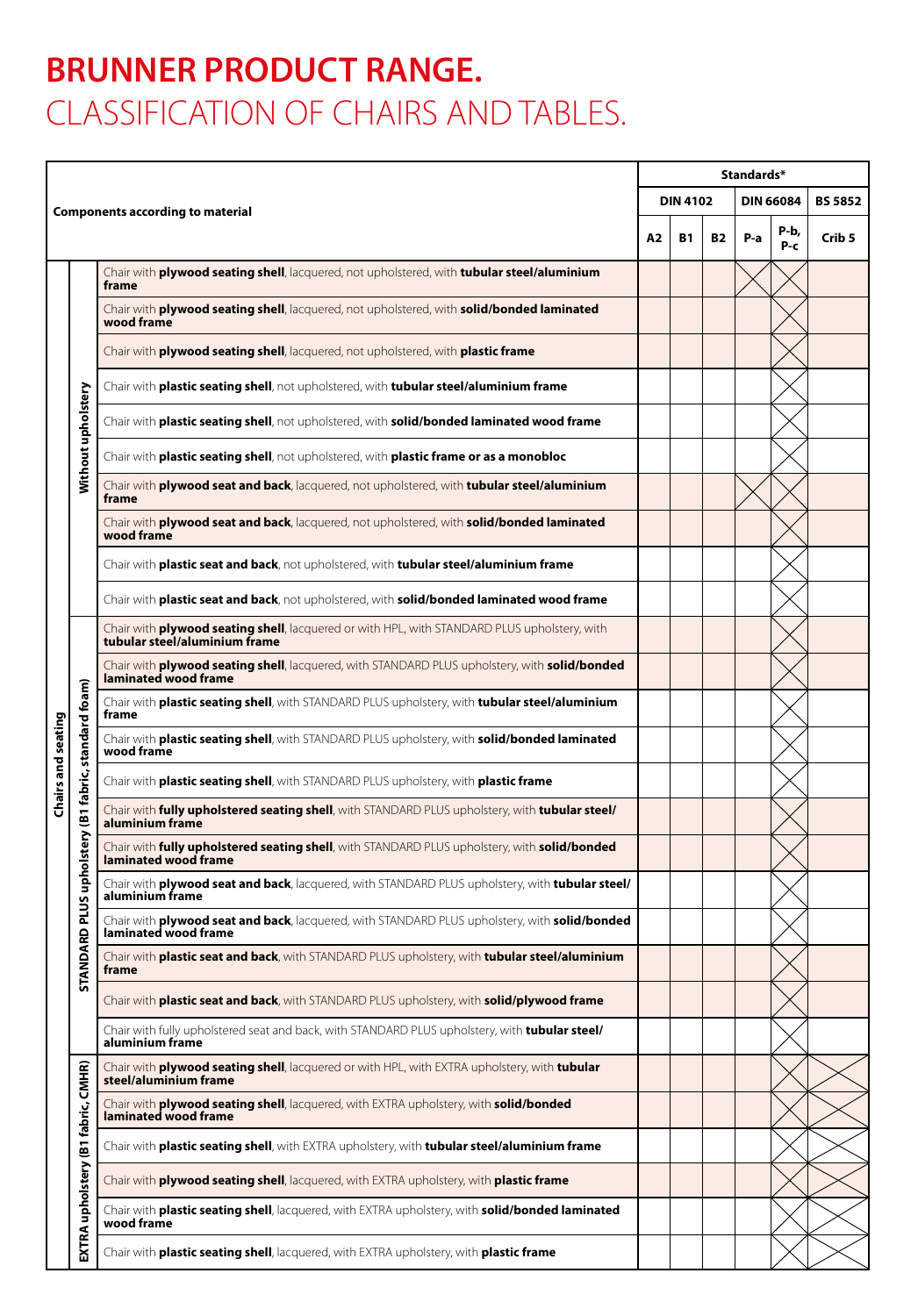# BRUNNER PRODUCT RANGE.

## CLASSIFICATION OF CHAIRS AND TABLES.

| Components according to material | | | Standards* | | | | | |
|---|---|---|---|---|---|---|---|---|
| | | | DIN 4102 | | | DIN 66084 | | BS 5852 |
| | | | A2 | B1 | B2 | P-a | P-b, P-c | Crib 5 |
| Chairs and seating | Without upholstery | Chair with **plywood seating shell**, lacquered, not upholstered, with **tubular steel/aluminium frame** | | | | X | X | |
| | | Chair with **plywood seating shell**, lacquered, not upholstered, with **solid/bonded laminated wood frame** | | | | | X | |
| | | Chair with **plywood seating shell**, lacquered, not upholstered, with **plastic frame** | | | | | X | |
| | | Chair with **plastic seating shell**, not upholstered, with **tubular steel/aluminium frame** | | | | | X | |
| | | Chair with **plastic seating shell**, not upholstered, with **solid/bonded laminated wood frame** | | | | | X | |
| | | Chair with **plastic seating shell**, not upholstered, with **plastic frame or as a monobloc** | | | | | X | |
| | | Chair with **plywood seat and back**, lacquered, not upholstered, with **tubular steel/aluminium frame** | | | | X | X | |
| | | Chair with **plywood seat and back**, lacquered, not upholstered, with **solid/bonded laminated wood frame** | | | | | X | |
| | | Chair with **plastic seat and back**, not upholstered, with **tubular steel/aluminium frame** | | | | | X | |
| | | Chair with **plastic seat and back**, not upholstered, with **solid/bonded laminated wood frame** | | | | | X | |
| | STANDARD PLUS upholstery (B1 fabric, standard foam) | Chair with **plywood seating shell**, lacquered or with HPL, with STANDARD PLUS upholstery, with **tubular steel/aluminium frame** | | | | | X | |
| | | Chair with **plywood seating shell**, lacquered, with STANDARD PLUS upholstery, with **solid/bonded laminated wood frame** | | | | | X | |
| | | Chair with **plastic seating shell**, with STANDARD PLUS upholstery, with **tubular steel/aluminium frame** | | | | | X | |
| | | Chair with **plastic seating shell**, with STANDARD PLUS upholstery, with **solid/bonded laminated wood frame** | | | | | X | |
| | | Chair with **plastic seating shell**, with STANDARD PLUS upholstery, with **plastic frame** | | | | | X | |
| | | Chair with **fully upholstered seating shell**, with STANDARD PLUS upholstery, with **tubular steel/aluminium frame** | | | | | X | |
| | | Chair with **fully upholstered seating shell**, with STANDARD PLUS upholstery, with **solid/bonded laminated wood frame** | | | | | X | |
| | | Chair with **plywood seat and back**, lacquered, with STANDARD PLUS upholstery, with **tubular steel/aluminium frame** | | | | | X | |
| | | Chair with **plywood seat and back**, lacquered, with STANDARD PLUS upholstery, with **solid/bonded laminated wood frame** | | | | | X | |
| | | Chair with **plastic seat and back**, with STANDARD PLUS upholstery, with **tubular steel/aluminium frame** | | | | | X | |
| | | Chair with **plastic seat and back**, with STANDARD PLUS upholstery, with **solid/plywood frame** | | | | | X | |
| | | Chair with fully upholstered seat and back, with STANDARD PLUS upholstery, with **tubular steel/aluminium frame** | | | | | X | |
| | EXTRA upholstery (B1 fabric, CMHR) | Chair with **plywood seating shell**, lacquered or with HPL, with EXTRA upholstery, with **tubular steel/aluminium frame** | | | | | X | X |
| | | Chair with **plywood seating shell**, lacquered, with EXTRA upholstery, with **solid/bonded laminated wood frame** | | | | | X | X |
| | | Chair with **plastic seating shell**, with EXTRA upholstery, with **tubular steel/aluminium frame** | | | | | X | X |
| | | Chair with **plywood seating shell**, lacquered, with EXTRA upholstery, with **plastic frame** | | | | | X | X |
| | | Chair with **plastic seating shell**, lacquered, with EXTRA upholstery, with **solid/bonded laminated wood frame** | | | | | X | X |
| | | Chair with **plastic seating shell**, lacquered, with EXTRA upholstery, with **plastic frame** | | | | | X | X |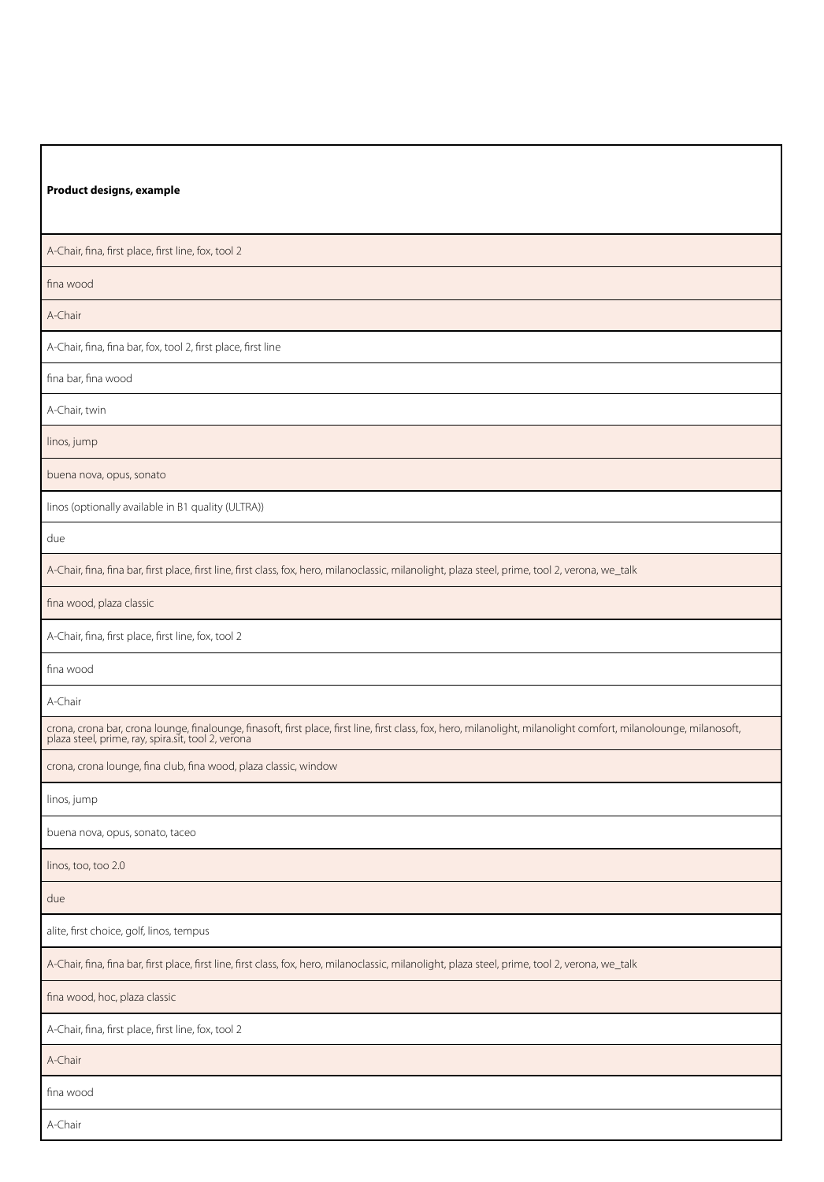| Product designs, example |
| --- |
| A-Chair, fina, first place, first line, fox, tool 2 |
| fina wood |
| A-Chair |
| A-Chair, fina, fina bar, fox, tool 2, first place, first line |
| fina bar, fina wood |
| A-Chair, twin |
| linos, jump |
| buena nova, opus, sonato |
| linos (optionally available in B1 quality (ULTRA)) |
| due |
| A-Chair, fina, fina bar, first place, first line, first class, fox, hero, milanoclassic, milanolight, plaza steel, prime, tool 2, verona, we_talk |
| fina wood, plaza classic |
| A-Chair, fina, first place, first line, fox, tool 2 |
| fina wood |
| A-Chair |
| crona, crona bar, crona lounge, finalounge, finasoft, first place, first line, first class, fox, hero, milanolight, milanolight comfort, milanolounge, milanosoft, plaza steel, prime, ray, spira.sit, tool 2, verona |
| crona, crona lounge, fina club, fina wood, plaza classic, window |
| linos, jump |
| buena nova, opus, sonato, taceo |
| linos, too, too 2.0 |
| due |
| alite, first choice, golf, linos, tempus |
| A-Chair, fina, fina bar, first place, first line, first class, fox, hero, milanoclassic, milanolight, plaza steel, prime, tool 2, verona, we_talk |
| fina wood, hoc, plaza classic |
| A-Chair, fina, first place, first line, fox, tool 2 |
| A-Chair |
| fina wood |
| A-Chair |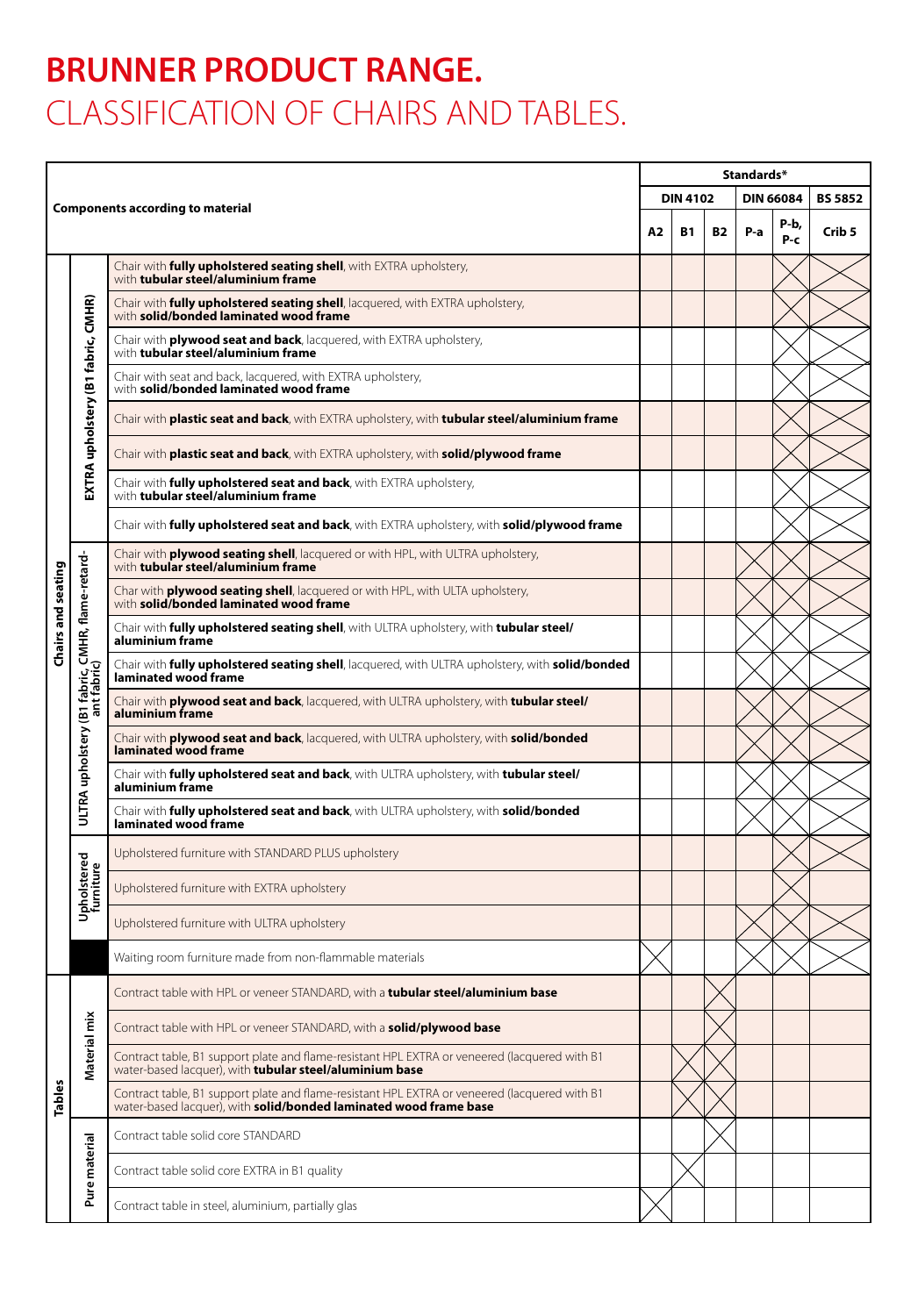# BRUNNER PRODUCT RANGE.

## CLASSIFICATION OF CHAIRS AND TABLES.

| Components according to material | | | Standards* | | | | | |
|---|---|---|---|---|---|---|---|---|
| | | | DIN 4102 | | | DIN 66084 | | BS 5852 |
| | | | A2 | B1 | B2 | P-a | P-b, P-c | Crib 5 |
| Chairs and seating | EXTRA upholstery (B1 fabric, CMHR) | Chair with **fully upholstered seating shell**, with EXTRA upholstery, with **tubular steel/aluminium frame** | | | | | X | X |
| | | Chair with **fully upholstered seating shell**, lacquered, with EXTRA upholstery, with **solid/bonded laminated wood frame** | | | | | X | X |
| | | Chair with **plywood seat and back**, lacquered, with EXTRA upholstery, with **tubular steel/aluminium frame** | | | | | X | X |
| | | Chair with seat and back, lacquered, with EXTRA upholstery, with **solid/bonded laminated wood frame** | | | | | X | X |
| | | Chair with **plastic seat and back**, with EXTRA upholstery, with **tubular steel/aluminium frame** | | | | | X | X |
| | | Chair with **plastic seat and back**, with EXTRA upholstery, with **solid/plywood frame** | | | | | X | X |
| | | Chair with **fully upholstered seat and back**, with EXTRA upholstery, with **tubular steel/aluminium frame** | | | | | X | X |
| | | Chair with **fully upholstered seat and back**, with EXTRA upholstery, with **solid/plywood frame** | | | | | X | X |
| | ULTRA upholstery (B1 fabric, CMHR, flame-retardant fabric) | Chair with **plywood seating shell**, lacquered or with HPL, with ULTRA upholstery, with **tubular steel/aluminium frame** | | | | X | X | |
| | | Char with **plywood seating shell**, lacquered or with HPL, with ULTA upholstery, with **solid/bonded laminated wood frame** | | | | X | X | |
| | | Chair with **fully upholstered seating shell**, with ULTRA upholstery, with **tubular steel/ aluminium frame** | | | | X | X | |
| | | Chair with **fully upholstered seating shell**, lacquered, with ULTRA upholstery, with **solid/bonded laminated wood frame** | | | | X | X | |
| | | Chair with **plywood seat and back**, lacquered, with ULTRA upholstery, with **tubular steel/ aluminium frame** | | | | X | X | |
| | | Chair with **plywood seat and back**, lacquered, with ULTRA upholstery, with **solid/bonded laminated wood frame** | | | | X | X | |
| | | Chair with **fully upholstered seat and back**, with ULTRA upholstery, with **tubular steel/ aluminium frame** | | | | X | X | |
| | | Chair with **fully upholstered seat and back**, with ULTRA upholstery, with **solid/bonded laminated wood frame** | | | | X | X | |
| | Upholstered furniture | Upholstered furniture with STANDARD PLUS upholstery | | | | | X | X |
| | | Upholstered furniture with EXTRA upholstery | | | | | X | |
| | | Upholstered furniture with ULTRA upholstery | | | | X | X | |
| | | Waiting room furniture made from non-flammable materials | X | | | X | X | X |
| Tables | Material mix | Contract table with HPL or veneer STANDARD, with a **tubular steel/aluminium base** | | | X | | | |
| | | Contract table with HPL or veneer STANDARD, with a **solid/plywood base** | | | X | | | |
| | | Contract table, B1 support plate and flame-resistant HPL EXTRA or veneered (lacquered with B1 water-based lacquer), with **tubular steel/aluminium base** | | X | X | | | |
| | | Contract table, B1 support plate and flame-resistant HPL EXTRA or veneered (lacquered with B1 water-based lacquer), with **solid/bonded laminated wood frame base** | | X | X | | | |
| | Pure material | Contract table solid core STANDARD | | | X | | | |
| | | Contract table solid core EXTRA in B1 quality | | X | | | | |
| | | Contract table in steel, aluminium, partially glas | X | | | | | |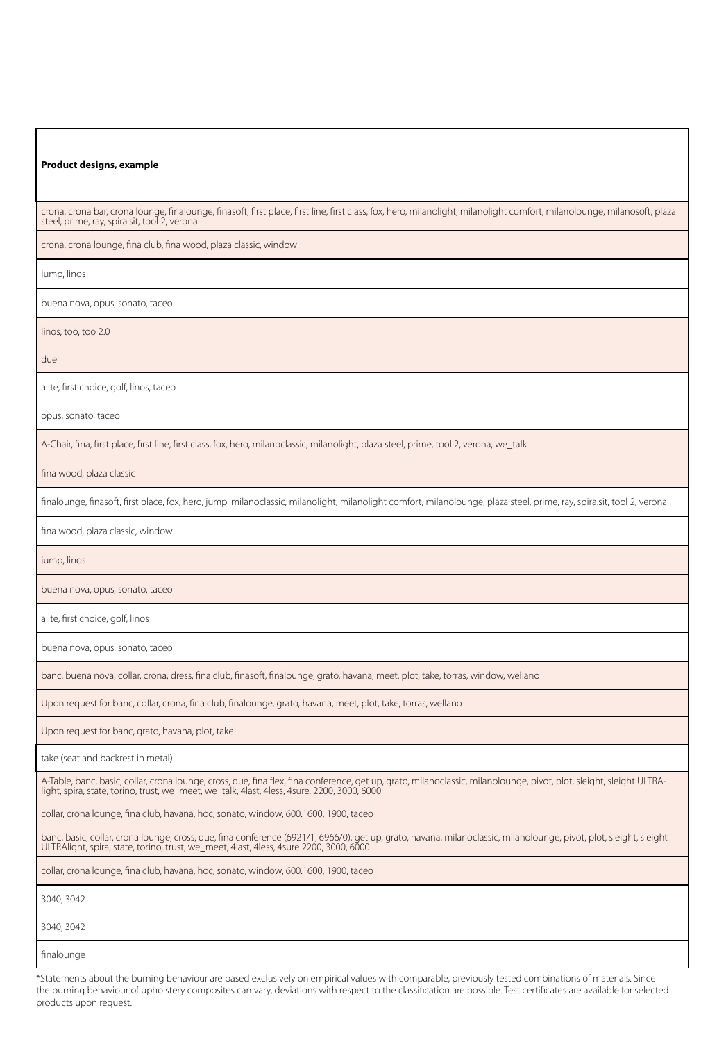| Product designs, example |
| --- |
| crona, crona bar, crona lounge, finalounge, finasoft, first place, first line, first class, fox, hero, milanolight, milanolight comfort, milanolounge, milanosoft, plaza steel, prime, ray, spira.sit, tool 2, verona |
| crona, crona lounge, fina club, fina wood, plaza classic, window |
| jump, linos |
| buena nova, opus, sonato, taceo |
| linos, too, too 2.0 |
| due |
| alite, first choice, golf, linos, taceo |
| opus, sonato, taceo |
| A-Chair, fina, first place, first line, first class, fox, hero, milanoclassic, milanolight, plaza steel, prime, tool 2, verona, we_talk |
| fina wood, plaza classic |
| finalounge, finasoft, first place, fox, hero, jump, milanoclassic, milanolight, milanolight comfort, milanolounge, plaza steel, prime, ray, spira.sit, tool 2, verona |
| fina wood, plaza classic, window |
| jump, linos |
| buena nova, opus, sonato, taceo |
| alite, first choice, golf, linos |
| buena nova, opus, sonato, taceo |
| banc, buena nova, collar, crona, dress, fina club, finasoft, finalounge, grato, havana, meet, plot, take, torras, window, wellano |
| Upon request for banc, collar, crona, fina club, finalounge, grato, havana, meet, plot, take, torras, wellano |
| Upon request for banc, grato, havana, plot, take |
| take (seat and backrest in metal) |
| A-Table, banc, basic, collar, crona lounge, cross, due, fina flex, fina conference, get up, grato, milanoclassic, milanolounge, pivot, plot, sleight, sleight ULTRA-light, spira, state, torino, trust, we_meet, we_talk, 4last, 4less, 4sure, 2200, 3000, 6000 |
| collar, crona lounge, fina club, havana, hoc, sonato, window, 600.1600, 1900, taceo |
| banc, basic, collar, crona lounge, cross, due, fina conference (6921/1, 6966/0), get up, grato, havana, milanoclassic, milanolounge, pivot, plot, sleight, sleight ULTRAlight, spira, state, torino, trust, we_meet, 4last, 4less, 4sure 2200, 3000, 6000 |
| collar, crona lounge, fina club, havana, hoc, sonato, window, 600.1600, 1900, taceo |
| 3040, 3042 |
| 3040, 3042 |
| finalounge |

*Statements about the burning behaviour are based exclusively on empirical values with comparable, previously tested combinations of materials. Since the burning behaviour of upholstery composites can vary, deviations with respect to the classification are possible. Test certificates are available for selected products upon request.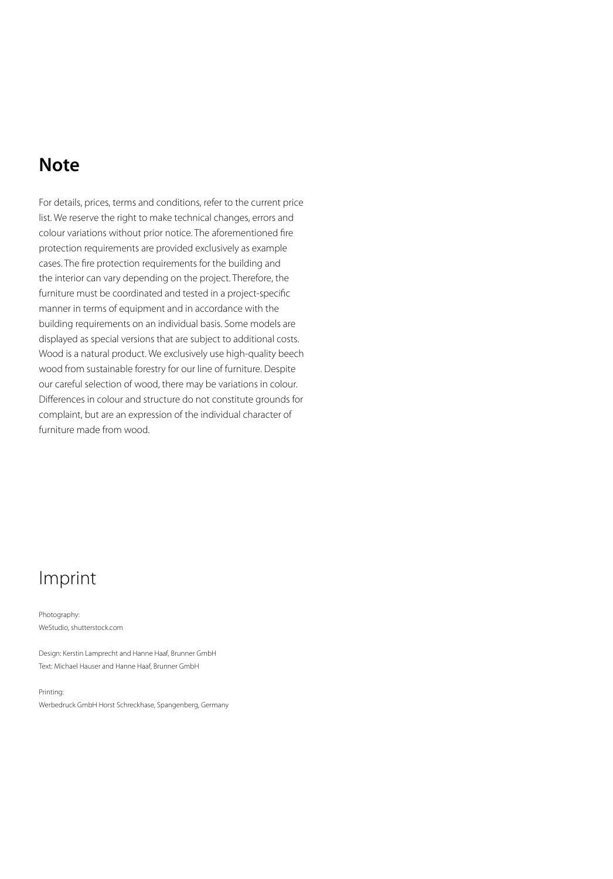## Note

For details, prices, terms and conditions, refer to the current price list. We reserve the right to make technical changes, errors and colour variations without prior notice. The aforementioned fire protection requirements are provided exclusively as example cases. The fire protection requirements for the building and the interior can vary depending on the project. Therefore, the furniture must be coordinated and tested in a project-specific manner in terms of equipment and in accordance with the building requirements on an individual basis. Some models are displayed as special versions that are subject to additional costs. Wood is a natural product. We exclusively use high-quality beech wood from sustainable forestry for our line of furniture. Despite our careful selection of wood, there may be variations in colour. Differences in colour and structure do not constitute grounds for complaint, but are an expression of the individual character of furniture made from wood.

## Imprint

Photography:
WeStudio, shutterstock.com

Design: Kerstin Lamprecht and Hanne Haaf, Brunner GmbH
Text: Michael Hauser and Hanne Haaf, Brunner GmbH

Printing:
Werbedruck GmbH Horst Schreckhase, Spangenberg, Germany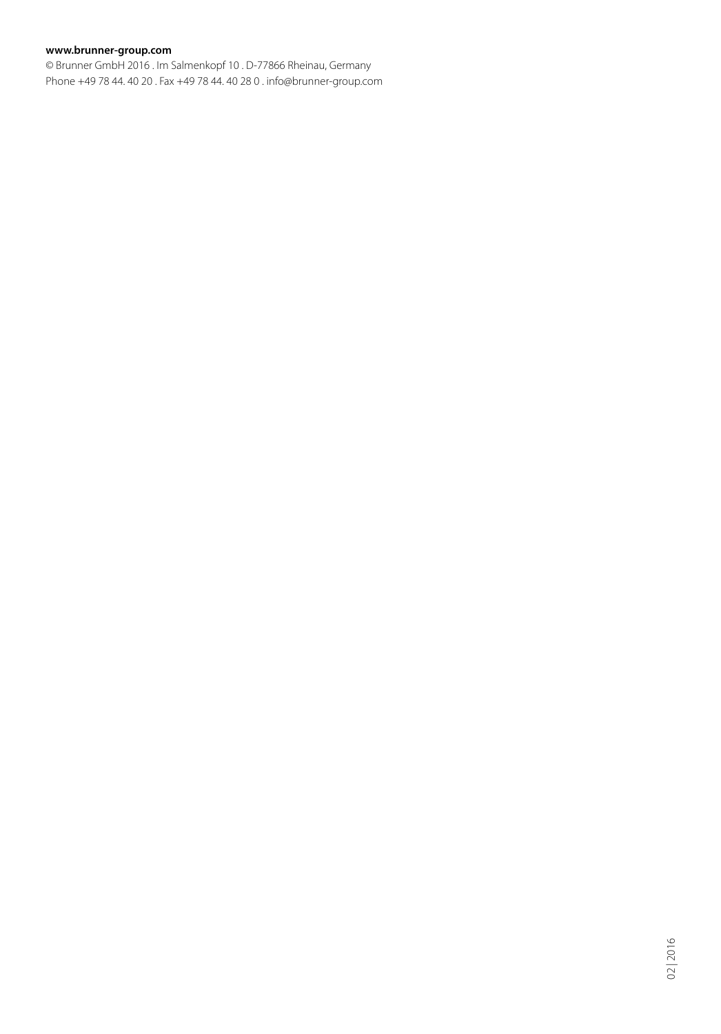**www.brunner-group.com**

© Brunner GmbH 2016 . Im Salmenkopf 10 . D-77866 Rheinau, Germany

Phone +49 78 44. 40 20 . Fax +49 78 44. 40 28 0 . info@brunner-group.com

02 | 2016